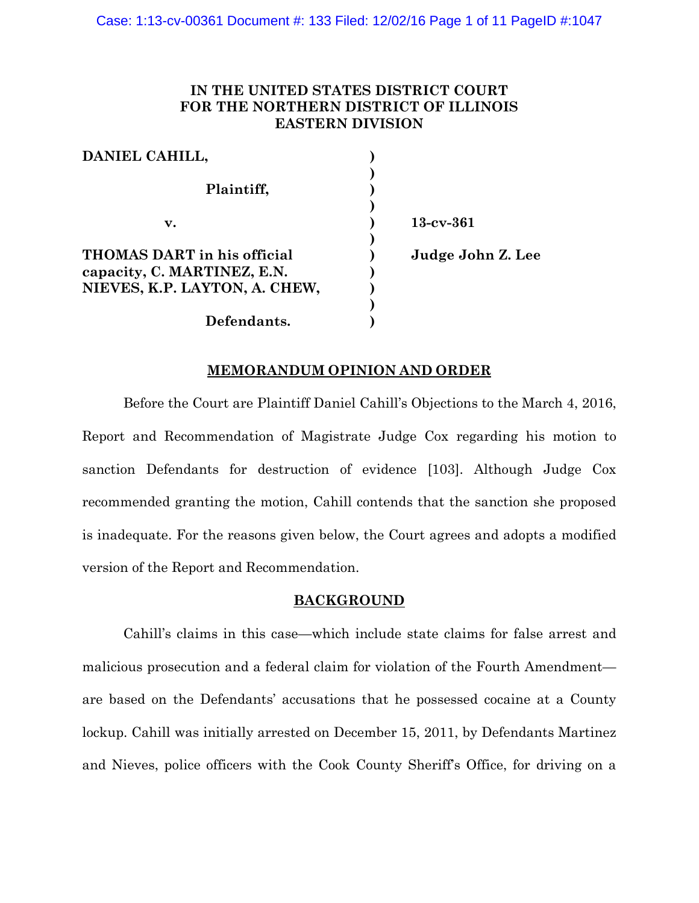**IN THE UNITED STATES DISTRICT COURT**
**FOR THE NORTHERN DISTRICT OF ILLINOIS**
**EASTERN DIVISION**

| | | |
|---|---|---|
| **DANIEL CAHILL,** | ) | |
| | ) | |
| **Plaintiff,** | ) | |
| | ) | |
| **v.** | ) | **13-cv-361** |
| | ) | |
| **THOMAS DART in his official capacity, C. MARTINEZ, E.N. NIEVES, K.P. LAYTON, A. CHEW,** | ) | **Judge John Z. Lee** |
| | ) | |
| **Defendants.** | ) | |

## MEMORANDUM OPINION AND ORDER

Before the Court are Plaintiff Daniel Cahill's Objections to the March 4, 2016, Report and Recommendation of Magistrate Judge Cox regarding his motion to sanction Defendants for destruction of evidence [103]. Although Judge Cox recommended granting the motion, Cahill contends that the sanction she proposed is inadequate. For the reasons given below, the Court agrees and adopts a modified version of the Report and Recommendation.

## BACKGROUND

Cahill's claims in this case—which include state claims for false arrest and malicious prosecution and a federal claim for violation of the Fourth Amendment—are based on the Defendants' accusations that he possessed cocaine at a County lockup. Cahill was initially arrested on December 15, 2011, by Defendants Martinez and Nieves, police officers with the Cook County Sheriff's Office, for driving on a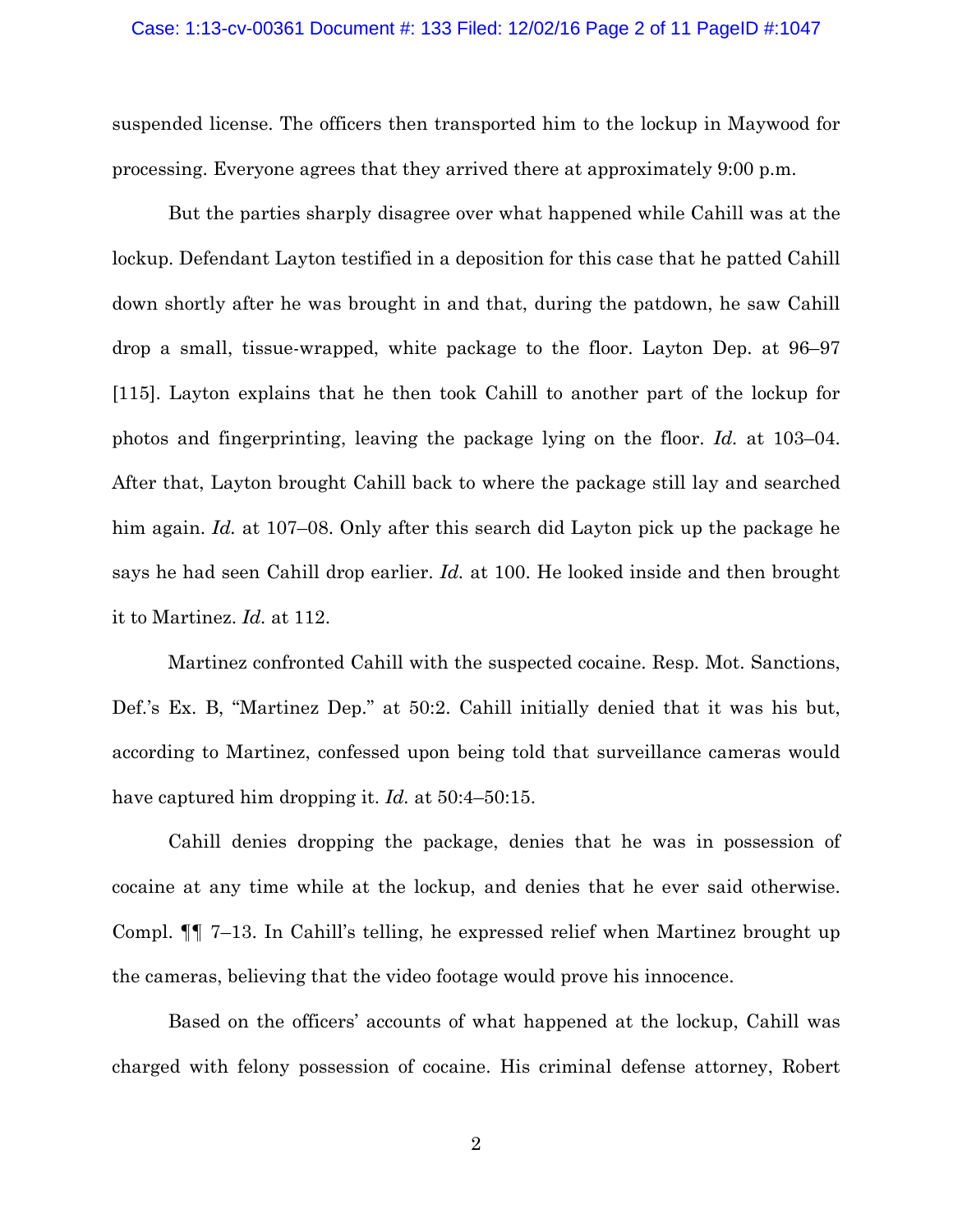suspended license. The officers then transported him to the lockup in Maywood for processing. Everyone agrees that they arrived there at approximately 9:00 p.m.

But the parties sharply disagree over what happened while Cahill was at the lockup. Defendant Layton testified in a deposition for this case that he patted Cahill down shortly after he was brought in and that, during the patdown, he saw Cahill drop a small, tissue-wrapped, white package to the floor. Layton Dep. at 96–97 [115]. Layton explains that he then took Cahill to another part of the lockup for photos and fingerprinting, leaving the package lying on the floor. *Id.* at 103–04. After that, Layton brought Cahill back to where the package still lay and searched him again. *Id.* at 107–08. Only after this search did Layton pick up the package he says he had seen Cahill drop earlier. *Id.* at 100. He looked inside and then brought it to Martinez. *Id.* at 112.

Martinez confronted Cahill with the suspected cocaine. Resp. Mot. Sanctions, Def.'s Ex. B, "Martinez Dep." at 50:2. Cahill initially denied that it was his but, according to Martinez, confessed upon being told that surveillance cameras would have captured him dropping it. *Id.* at 50:4–50:15.

Cahill denies dropping the package, denies that he was in possession of cocaine at any time while at the lockup, and denies that he ever said otherwise. Compl. ¶¶ 7–13. In Cahill's telling, he expressed relief when Martinez brought up the cameras, believing that the video footage would prove his innocence.

Based on the officers' accounts of what happened at the lockup, Cahill was charged with felony possession of cocaine. His criminal defense attorney, Robert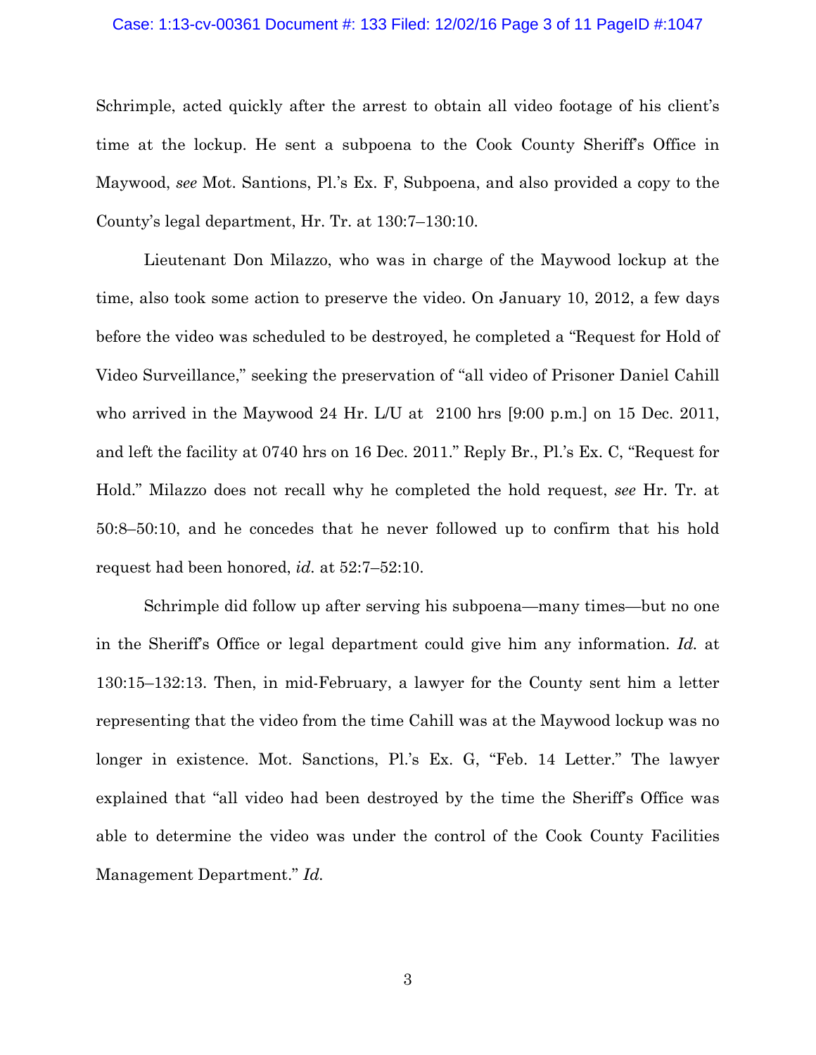Schrimple, acted quickly after the arrest to obtain all video footage of his client's time at the lockup. He sent a subpoena to the Cook County Sheriff's Office in Maywood, *see* Mot. Santions, Pl.'s Ex. F, Subpoena, and also provided a copy to the County's legal department, Hr. Tr. at 130:7–130:10.

Lieutenant Don Milazzo, who was in charge of the Maywood lockup at the time, also took some action to preserve the video. On January 10, 2012, a few days before the video was scheduled to be destroyed, he completed a "Request for Hold of Video Surveillance," seeking the preservation of "all video of Prisoner Daniel Cahill who arrived in the Maywood 24 Hr. L/U at 2100 hrs [9:00 p.m.] on 15 Dec. 2011, and left the facility at 0740 hrs on 16 Dec. 2011." Reply Br., Pl.'s Ex. C, "Request for Hold." Milazzo does not recall why he completed the hold request, *see* Hr. Tr. at 50:8–50:10, and he concedes that he never followed up to confirm that his hold request had been honored, *id.* at 52:7–52:10.

Schrimple did follow up after serving his subpoena—many times—but no one in the Sheriff's Office or legal department could give him any information. *Id.* at 130:15–132:13. Then, in mid-February, a lawyer for the County sent him a letter representing that the video from the time Cahill was at the Maywood lockup was no longer in existence. Mot. Sanctions, Pl.'s Ex. G, "Feb. 14 Letter." The lawyer explained that "all video had been destroyed by the time the Sheriff's Office was able to determine the video was under the control of the Cook County Facilities Management Department." *Id.*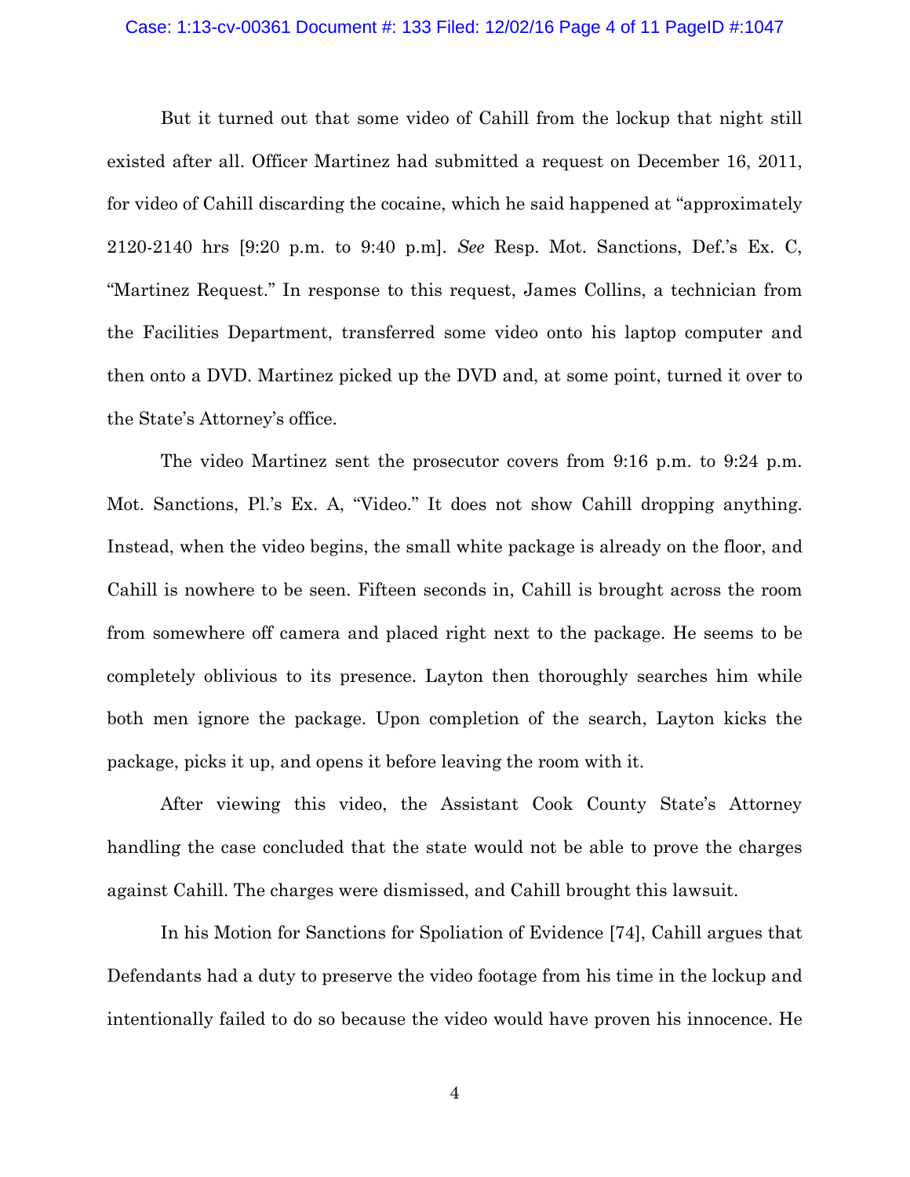But it turned out that some video of Cahill from the lockup that night still existed after all. Officer Martinez had submitted a request on December 16, 2011, for video of Cahill discarding the cocaine, which he said happened at "approximately 2120-2140 hrs [9:20 p.m. to 9:40 p.m]. *See* Resp. Mot. Sanctions, Def.'s Ex. C, "Martinez Request." In response to this request, James Collins, a technician from the Facilities Department, transferred some video onto his laptop computer and then onto a DVD. Martinez picked up the DVD and, at some point, turned it over to the State's Attorney's office.

The video Martinez sent the prosecutor covers from 9:16 p.m. to 9:24 p.m. Mot. Sanctions, Pl.'s Ex. A, "Video." It does not show Cahill dropping anything. Instead, when the video begins, the small white package is already on the floor, and Cahill is nowhere to be seen. Fifteen seconds in, Cahill is brought across the room from somewhere off camera and placed right next to the package. He seems to be completely oblivious to its presence. Layton then thoroughly searches him while both men ignore the package. Upon completion of the search, Layton kicks the package, picks it up, and opens it before leaving the room with it.

After viewing this video, the Assistant Cook County State's Attorney handling the case concluded that the state would not be able to prove the charges against Cahill. The charges were dismissed, and Cahill brought this lawsuit.

In his Motion for Sanctions for Spoliation of Evidence [74], Cahill argues that Defendants had a duty to preserve the video footage from his time in the lockup and intentionally failed to do so because the video would have proven his innocence. He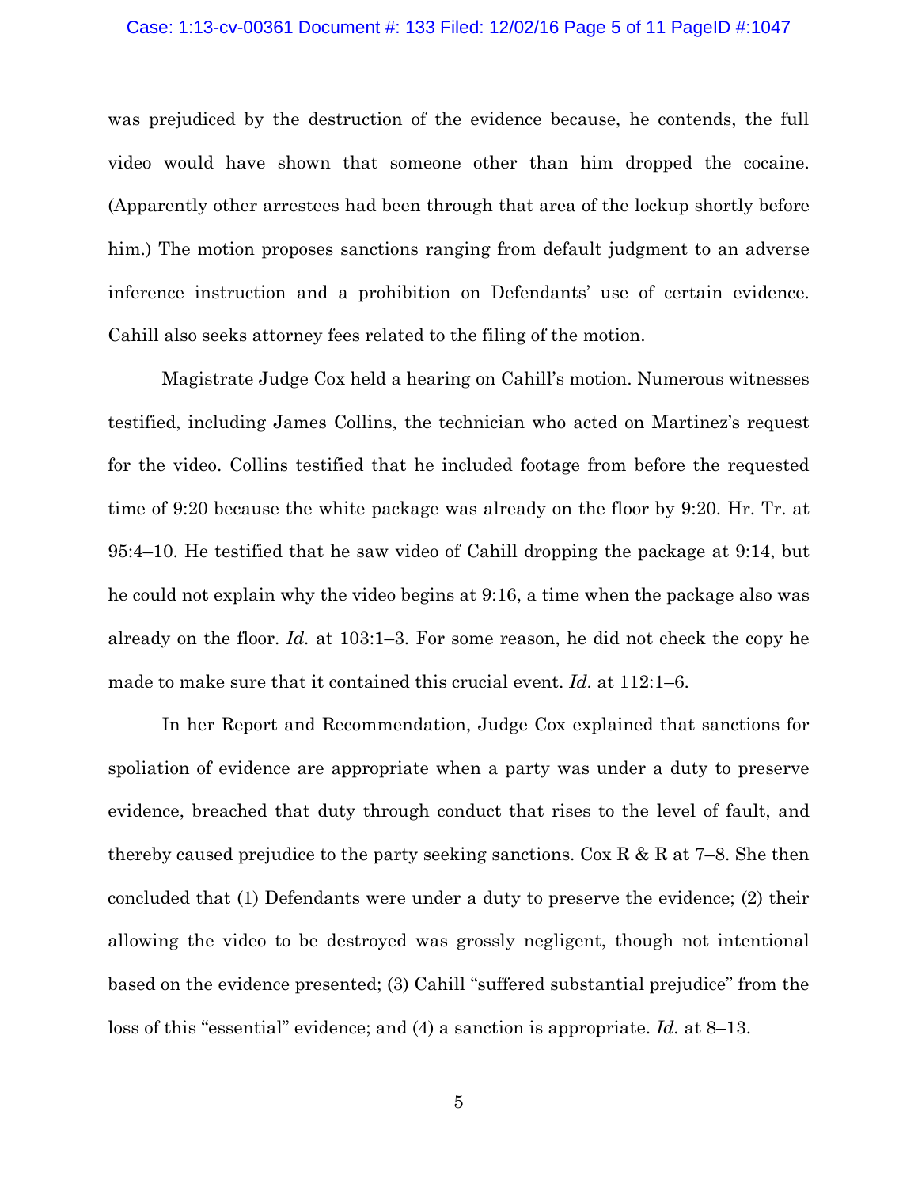was prejudiced by the destruction of the evidence because, he contends, the full video would have shown that someone other than him dropped the cocaine. (Apparently other arrestees had been through that area of the lockup shortly before him.) The motion proposes sanctions ranging from default judgment to an adverse inference instruction and a prohibition on Defendants' use of certain evidence. Cahill also seeks attorney fees related to the filing of the motion.

Magistrate Judge Cox held a hearing on Cahill's motion. Numerous witnesses testified, including James Collins, the technician who acted on Martinez's request for the video. Collins testified that he included footage from before the requested time of 9:20 because the white package was already on the floor by 9:20. Hr. Tr. at 95:4–10. He testified that he saw video of Cahill dropping the package at 9:14, but he could not explain why the video begins at 9:16, a time when the package also was already on the floor. *Id.* at 103:1–3. For some reason, he did not check the copy he made to make sure that it contained this crucial event. *Id.* at 112:1–6.

In her Report and Recommendation, Judge Cox explained that sanctions for spoliation of evidence are appropriate when a party was under a duty to preserve evidence, breached that duty through conduct that rises to the level of fault, and thereby caused prejudice to the party seeking sanctions. Cox R & R at 7–8. She then concluded that (1) Defendants were under a duty to preserve the evidence; (2) their allowing the video to be destroyed was grossly negligent, though not intentional based on the evidence presented; (3) Cahill "suffered substantial prejudice" from the loss of this "essential" evidence; and (4) a sanction is appropriate. *Id.* at 8–13.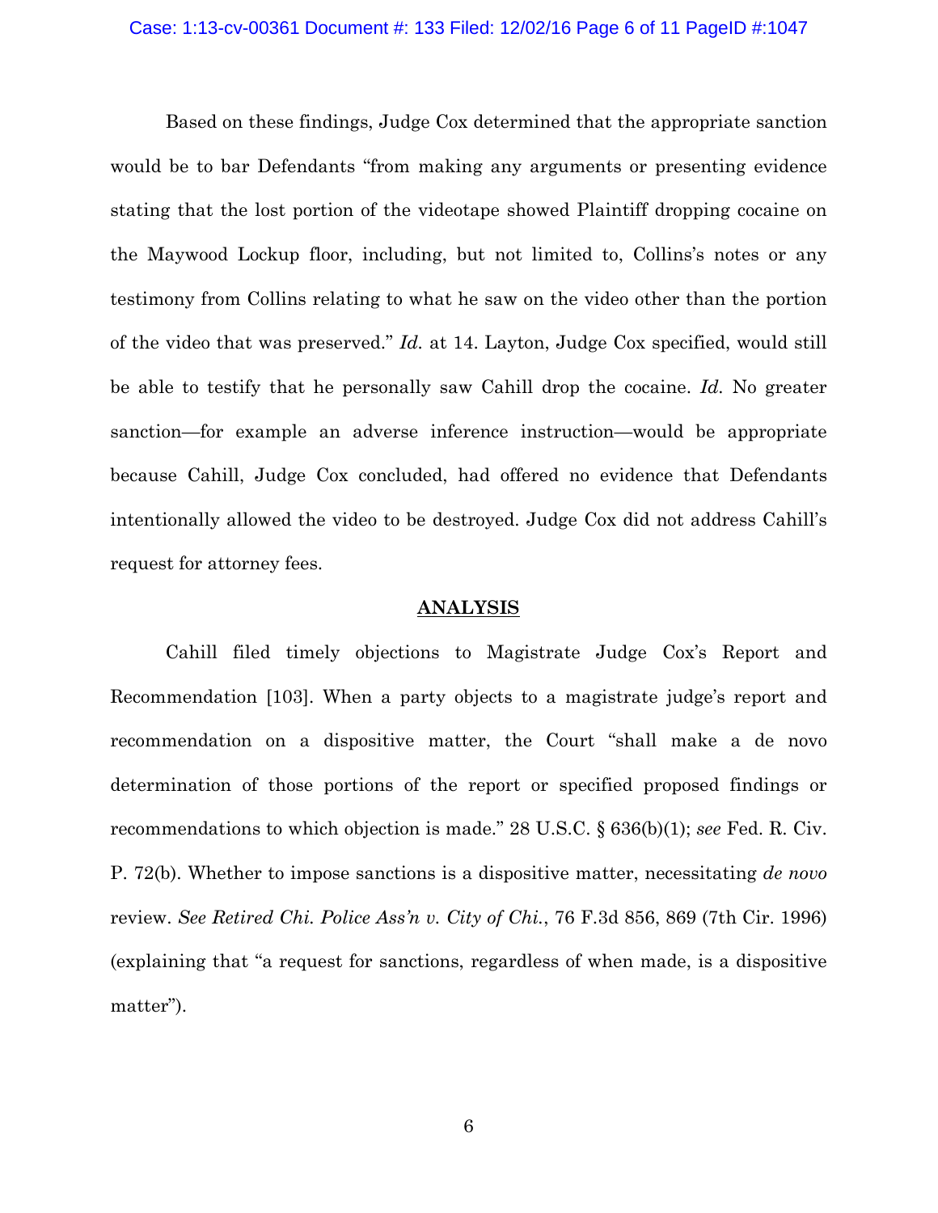Based on these findings, Judge Cox determined that the appropriate sanction would be to bar Defendants "from making any arguments or presenting evidence stating that the lost portion of the videotape showed Plaintiff dropping cocaine on the Maywood Lockup floor, including, but not limited to, Collins's notes or any testimony from Collins relating to what he saw on the video other than the portion of the video that was preserved." *Id.* at 14. Layton, Judge Cox specified, would still be able to testify that he personally saw Cahill drop the cocaine. *Id.* No greater sanction—for example an adverse inference instruction—would be appropriate because Cahill, Judge Cox concluded, had offered no evidence that Defendants intentionally allowed the video to be destroyed. Judge Cox did not address Cahill's request for attorney fees.

## ANALYSIS

Cahill filed timely objections to Magistrate Judge Cox's Report and Recommendation [103]. When a party objects to a magistrate judge's report and recommendation on a dispositive matter, the Court "shall make a de novo determination of those portions of the report or specified proposed findings or recommendations to which objection is made." 28 U.S.C. § 636(b)(1); *see* Fed. R. Civ. P. 72(b). Whether to impose sanctions is a dispositive matter, necessitating *de novo* review. *See Retired Chi. Police Ass'n v. City of Chi.*, 76 F.3d 856, 869 (7th Cir. 1996) (explaining that "a request for sanctions, regardless of when made, is a dispositive matter").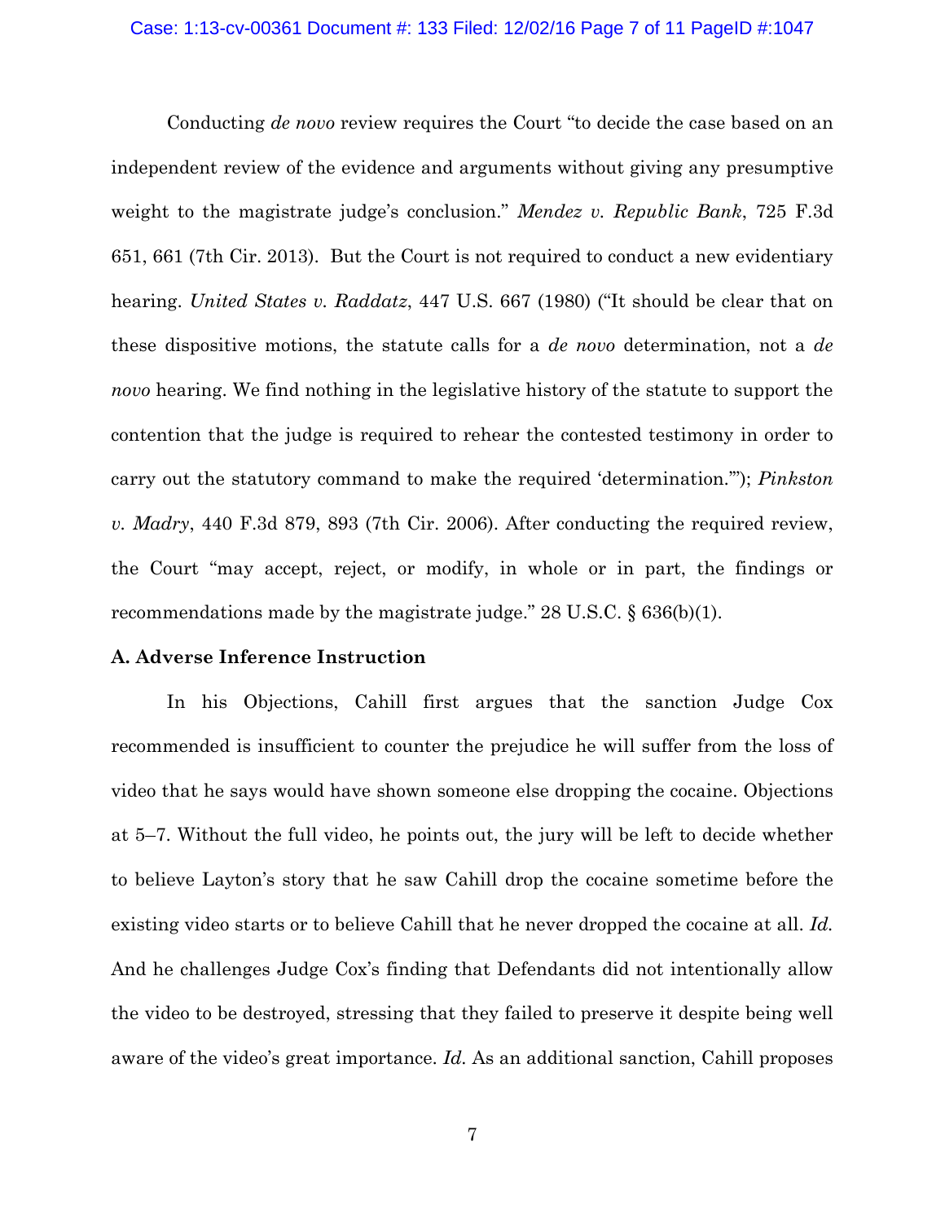Conducting *de novo* review requires the Court "to decide the case based on an independent review of the evidence and arguments without giving any presumptive weight to the magistrate judge's conclusion." *Mendez v. Republic Bank*, 725 F.3d 651, 661 (7th Cir. 2013). But the Court is not required to conduct a new evidentiary hearing. *United States v. Raddatz*, 447 U.S. 667 (1980) ("It should be clear that on these dispositive motions, the statute calls for a *de novo* determination, not a *de novo* hearing. We find nothing in the legislative history of the statute to support the contention that the judge is required to rehear the contested testimony in order to carry out the statutory command to make the required 'determination.'"); *Pinkston v. Madry*, 440 F.3d 879, 893 (7th Cir. 2006). After conducting the required review, the Court "may accept, reject, or modify, in whole or in part, the findings or recommendations made by the magistrate judge." 28 U.S.C. § 636(b)(1).

### A. Adverse Inference Instruction

In his Objections, Cahill first argues that the sanction Judge Cox recommended is insufficient to counter the prejudice he will suffer from the loss of video that he says would have shown someone else dropping the cocaine. Objections at 5–7. Without the full video, he points out, the jury will be left to decide whether to believe Layton's story that he saw Cahill drop the cocaine sometime before the existing video starts or to believe Cahill that he never dropped the cocaine at all. *Id.* And he challenges Judge Cox's finding that Defendants did not intentionally allow the video to be destroyed, stressing that they failed to preserve it despite being well aware of the video's great importance. *Id.* As an additional sanction, Cahill proposes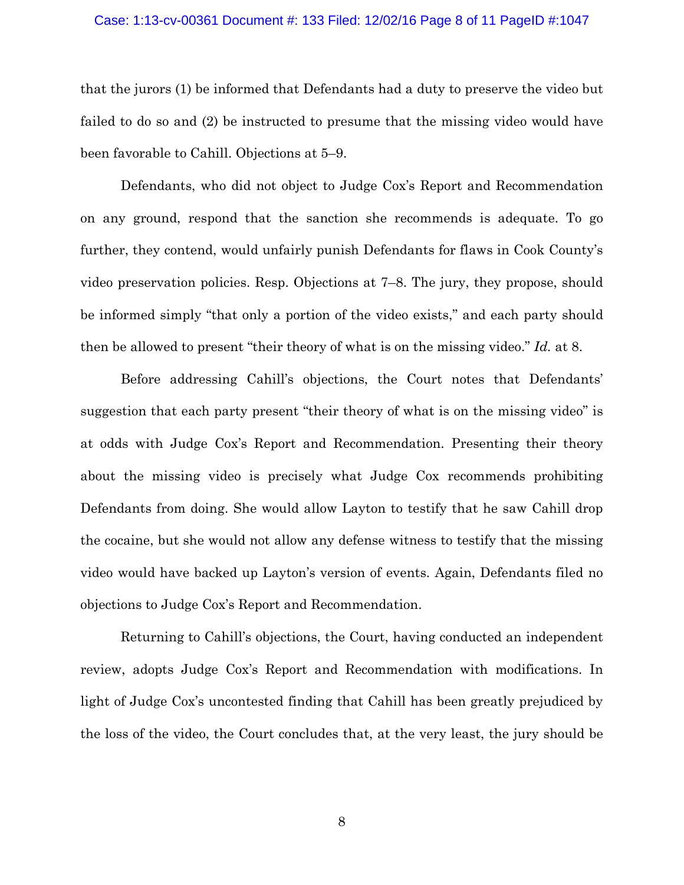that the jurors (1) be informed that Defendants had a duty to preserve the video but failed to do so and (2) be instructed to presume that the missing video would have been favorable to Cahill. Objections at 5–9.

Defendants, who did not object to Judge Cox's Report and Recommendation on any ground, respond that the sanction she recommends is adequate. To go further, they contend, would unfairly punish Defendants for flaws in Cook County's video preservation policies. Resp. Objections at 7–8. The jury, they propose, should be informed simply "that only a portion of the video exists," and each party should then be allowed to present "their theory of what is on the missing video." *Id.* at 8.

Before addressing Cahill's objections, the Court notes that Defendants' suggestion that each party present "their theory of what is on the missing video" is at odds with Judge Cox's Report and Recommendation. Presenting their theory about the missing video is precisely what Judge Cox recommends prohibiting Defendants from doing. She would allow Layton to testify that he saw Cahill drop the cocaine, but she would not allow any defense witness to testify that the missing video would have backed up Layton's version of events. Again, Defendants filed no objections to Judge Cox's Report and Recommendation.

Returning to Cahill's objections, the Court, having conducted an independent review, adopts Judge Cox's Report and Recommendation with modifications. In light of Judge Cox's uncontested finding that Cahill has been greatly prejudiced by the loss of the video, the Court concludes that, at the very least, the jury should be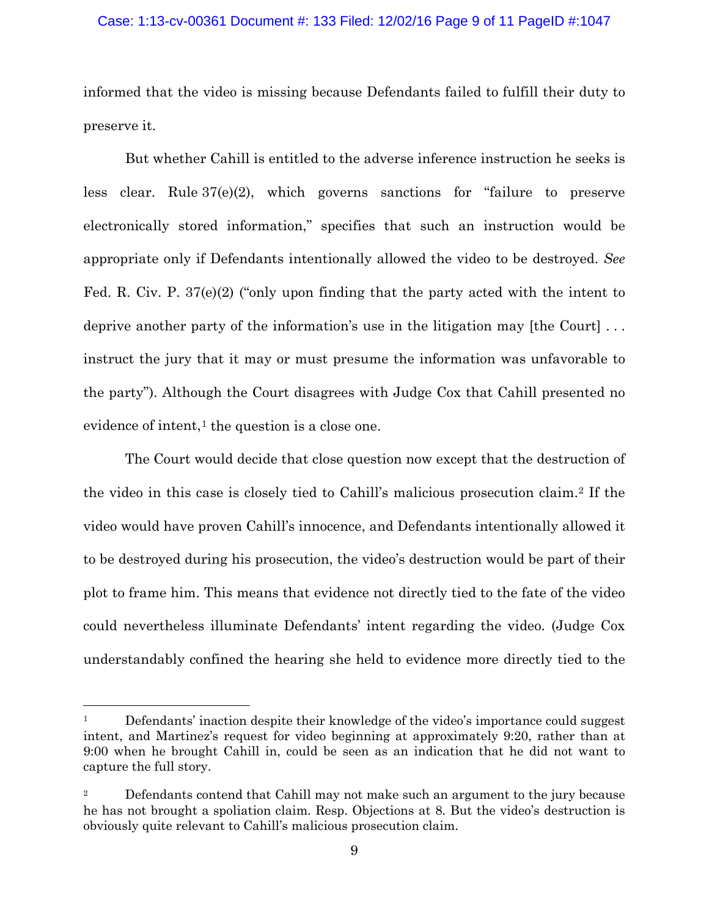informed that the video is missing because Defendants failed to fulfill their duty to preserve it.

But whether Cahill is entitled to the adverse inference instruction he seeks is less clear. Rule 37(e)(2), which governs sanctions for "failure to preserve electronically stored information," specifies that such an instruction would be appropriate only if Defendants intentionally allowed the video to be destroyed. *See* Fed. R. Civ. P. 37(e)(2) ("only upon finding that the party acted with the intent to deprive another party of the information's use in the litigation may [the Court] . . . instruct the jury that it may or must presume the information was unfavorable to the party"). Although the Court disagrees with Judge Cox that Cahill presented no evidence of intent,[1] the question is a close one.

The Court would decide that close question now except that the destruction of the video in this case is closely tied to Cahill's malicious prosecution claim.[2] If the video would have proven Cahill's innocence, and Defendants intentionally allowed it to be destroyed during his prosecution, the video's destruction would be part of their plot to frame him. This means that evidence not directly tied to the fate of the video could nevertheless illuminate Defendants' intent regarding the video. (Judge Cox understandably confined the hearing she held to evidence more directly tied to the

---

[1] Defendants' inaction despite their knowledge of the video's importance could suggest intent, and Martinez's request for video beginning at approximately 9:20, rather than at 9:00 when he brought Cahill in, could be seen as an indication that he did not want to capture the full story.

[2] Defendants contend that Cahill may not make such an argument to the jury because he has not brought a spoliation claim. Resp. Objections at 8. But the video's destruction is obviously quite relevant to Cahill's malicious prosecution claim.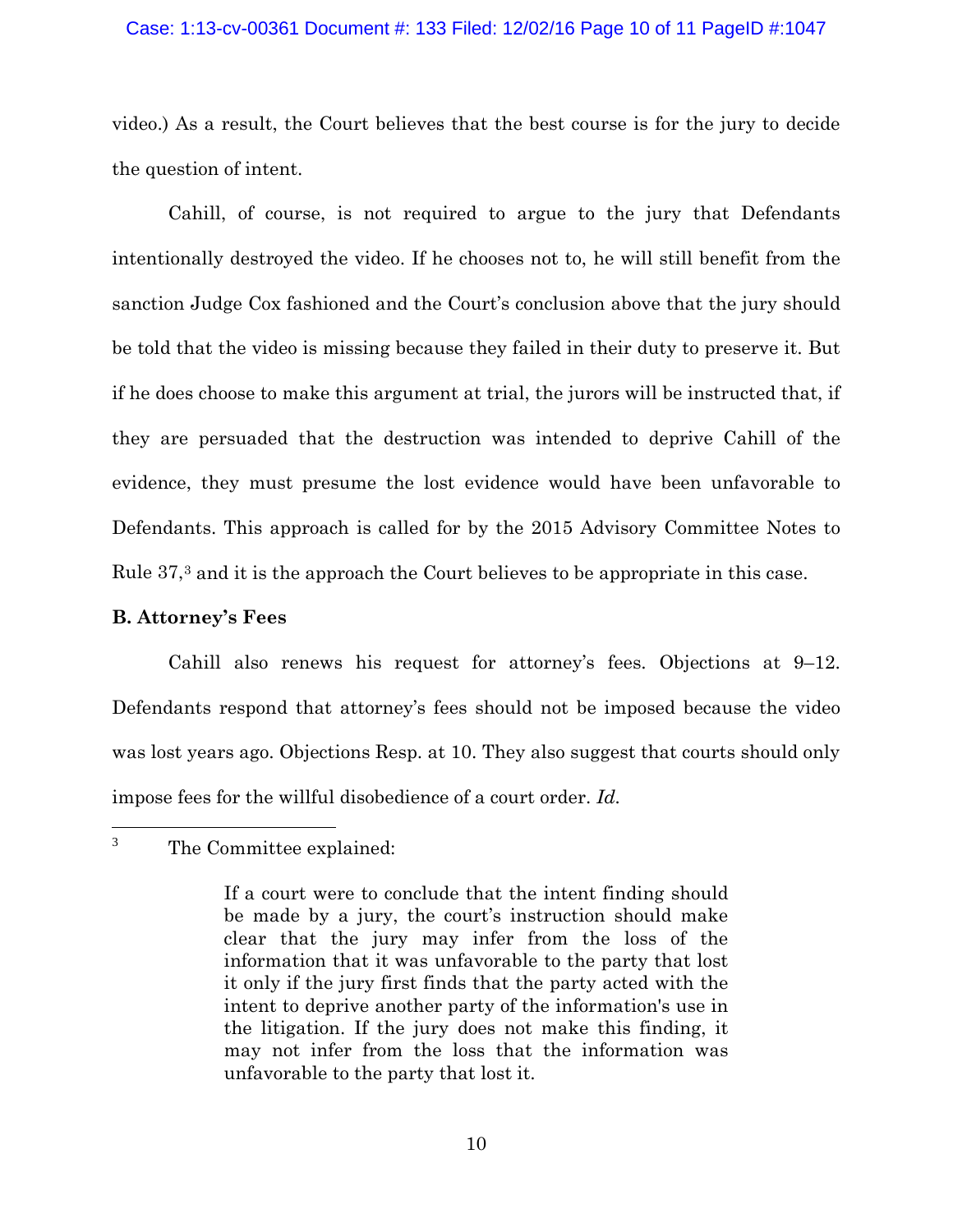video.) As a result, the Court believes that the best course is for the jury to decide the question of intent.

Cahill, of course, is not required to argue to the jury that Defendants intentionally destroyed the video. If he chooses not to, he will still benefit from the sanction Judge Cox fashioned and the Court's conclusion above that the jury should be told that the video is missing because they failed in their duty to preserve it. But if he does choose to make this argument at trial, the jurors will be instructed that, if they are persuaded that the destruction was intended to deprive Cahill of the evidence, they must presume the lost evidence would have been unfavorable to Defendants. This approach is called for by the 2015 Advisory Committee Notes to Rule 37,[3] and it is the approach the Court believes to be appropriate in this case.

**B. Attorney's Fees**

Cahill also renews his request for attorney's fees. Objections at 9–12. Defendants respond that attorney's fees should not be imposed because the video was lost years ago. Objections Resp. at 10. They also suggest that courts should only impose fees for the willful disobedience of a court order. *Id.*

---

[3] The Committee explained:

> If a court were to conclude that the intent finding should be made by a jury, the court's instruction should make clear that the jury may infer from the loss of the information that it was unfavorable to the party that lost it only if the jury first finds that the party acted with the intent to deprive another party of the information's use in the litigation. If the jury does not make this finding, it may not infer from the loss that the information was unfavorable to the party that lost it.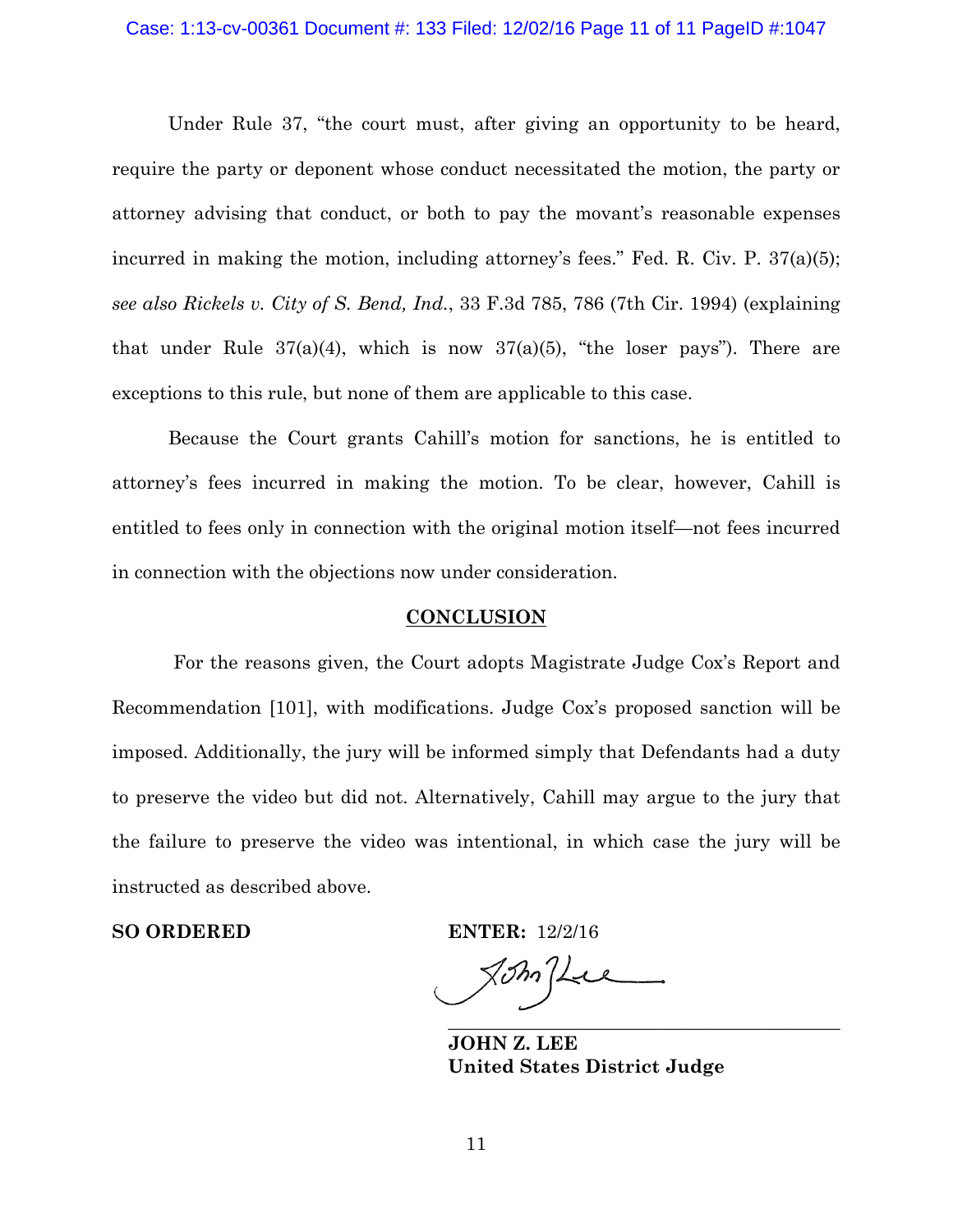Under Rule 37, "the court must, after giving an opportunity to be heard, require the party or deponent whose conduct necessitated the motion, the party or attorney advising that conduct, or both to pay the movant's reasonable expenses incurred in making the motion, including attorney's fees." Fed. R. Civ. P. 37(a)(5); *see also Rickels v. City of S. Bend, Ind.*, 33 F.3d 785, 786 (7th Cir. 1994) (explaining that under Rule 37(a)(4), which is now 37(a)(5), "the loser pays"). There are exceptions to this rule, but none of them are applicable to this case.

Because the Court grants Cahill's motion for sanctions, he is entitled to attorney's fees incurred in making the motion. To be clear, however, Cahill is entitled to fees only in connection with the original motion itself—not fees incurred in connection with the objections now under consideration.

## CONCLUSION

For the reasons given, the Court adopts Magistrate Judge Cox's Report and Recommendation [101], with modifications. Judge Cox's proposed sanction will be imposed. Additionally, the jury will be informed simply that Defendants had a duty to preserve the video but did not. Alternatively, Cahill may argue to the jury that the failure to preserve the video was intentional, in which case the jury will be instructed as described above.

**SO ORDERED** **ENTER:** 12/2/16

**JOHN Z. LEE**
**United States District Judge**